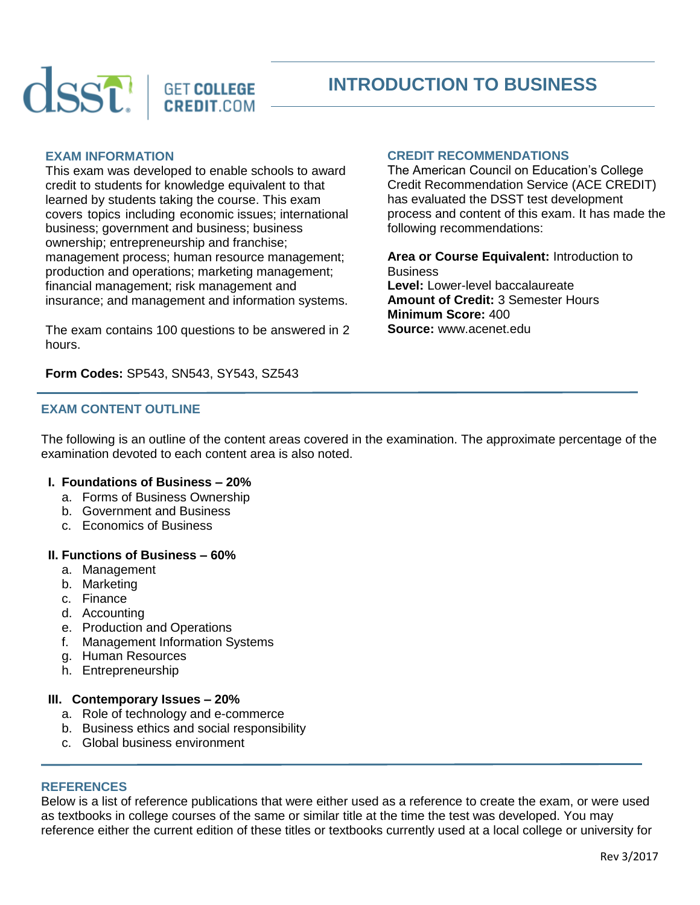# INTRODUCTION TO BUSINESS

## EXAM INFORMATION

This exam was developed to enable schools to award credit to students for knowledge equivalent to that learned by students taking the course. This exam covers topics including economic issues; international business; government and business; business ownership; entrepreneurship and franchise; management process; human resource management; production and operations; marketing management; financial management; risk management and insurance; and management and information systems.

The exam contains 100 questions to be answered in 2 hours.

**Form Codes:** SP543, SN543, SY543, SZ543

## CREDIT RECOMMENDATIONS

The American Council on Education's College Credit Recommendation Service (ACE CREDIT) has evaluated the DSST test development process and content of this exam. It has made the following recommendations:

**Area or Course Equivalent:** Introduction to Business
**Level:** Lower-level baccalaureate
**Amount of Credit:** 3 Semester Hours
**Minimum Score:** 400
**Source:** www.acenet.edu

## EXAM CONTENT OUTLINE

The following is an outline of the content areas covered in the examination. The approximate percentage of the examination devoted to each content area is also noted.

**I. Foundations of Business – 20%**

a. Forms of Business Ownership
b. Government and Business
c. Economics of Business

**II. Functions of Business – 60%**

a. Management
b. Marketing
c. Finance
d. Accounting
e. Production and Operations
f. Management Information Systems
g. Human Resources
h. Entrepreneurship

**III. Contemporary Issues – 20%**

a. Role of technology and e-commerce
b. Business ethics and social responsibility
c. Global business environment

## REFERENCES

Below is a list of reference publications that were either used as a reference to create the exam, or were used as textbooks in college courses of the same or similar title at the time the test was developed. You may reference either the current edition of these titles or textbooks currently used at a local college or university for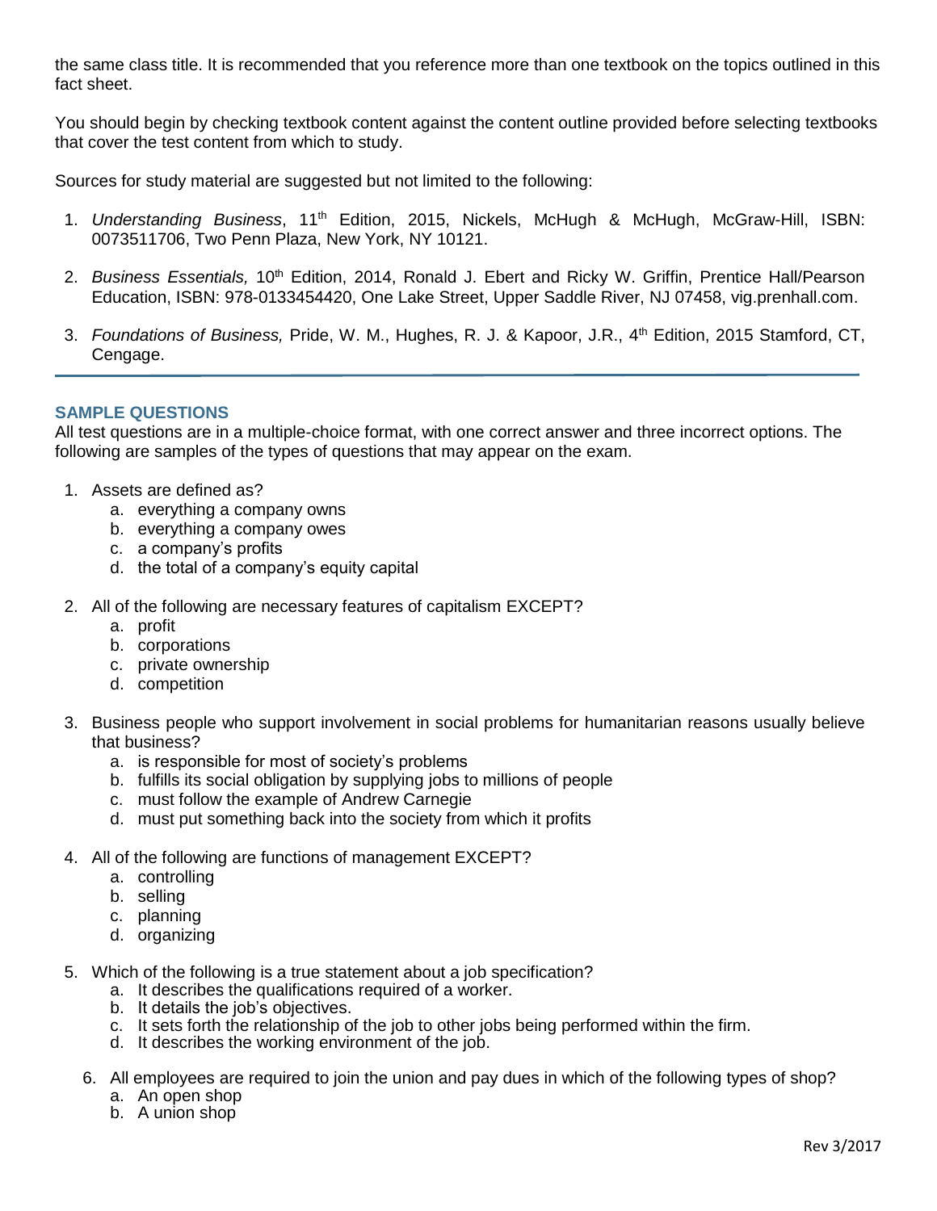the same class title. It is recommended that you reference more than one textbook on the topics outlined in this fact sheet.

You should begin by checking textbook content against the content outline provided before selecting textbooks that cover the test content from which to study.

Sources for study material are suggested but not limited to the following:

1. *Understanding Business*, 11th Edition, 2015, Nickels, McHugh & McHugh, McGraw-Hill, ISBN: 0073511706, Two Penn Plaza, New York, NY 10121.

2. *Business Essentials,* 10th Edition, 2014, Ronald J. Ebert and Ricky W. Griffin, Prentice Hall/Pearson Education, ISBN: 978-0133454420, One Lake Street, Upper Saddle River, NJ 07458, vig.prenhall.com.

3. *Foundations of Business,* Pride, W. M., Hughes, R. J. & Kapoor, J.R., 4th Edition, 2015 Stamford, CT, Cengage.

---

## SAMPLE QUESTIONS

All test questions are in a multiple-choice format, with one correct answer and three incorrect options. The following are samples of the types of questions that may appear on the exam.

1. Assets are defined as?
   a. everything a company owns
   b. everything a company owes
   c. a company's profits
   d. the total of a company's equity capital

2. All of the following are necessary features of capitalism EXCEPT?
   a. profit
   b. corporations
   c. private ownership
   d. competition

3. Business people who support involvement in social problems for humanitarian reasons usually believe that business?
   a. is responsible for most of society's problems
   b. fulfills its social obligation by supplying jobs to millions of people
   c. must follow the example of Andrew Carnegie
   d. must put something back into the society from which it profits

4. All of the following are functions of management EXCEPT?
   a. controlling
   b. selling
   c. planning
   d. organizing

5. Which of the following is a true statement about a job specification?
   a. It describes the qualifications required of a worker.
   b. It details the job's objectives.
   c. It sets forth the relationship of the job to other jobs being performed within the firm.
   d. It describes the working environment of the job.

6. All employees are required to join the union and pay dues in which of the following types of shop?
   a. An open shop
   b. A union shop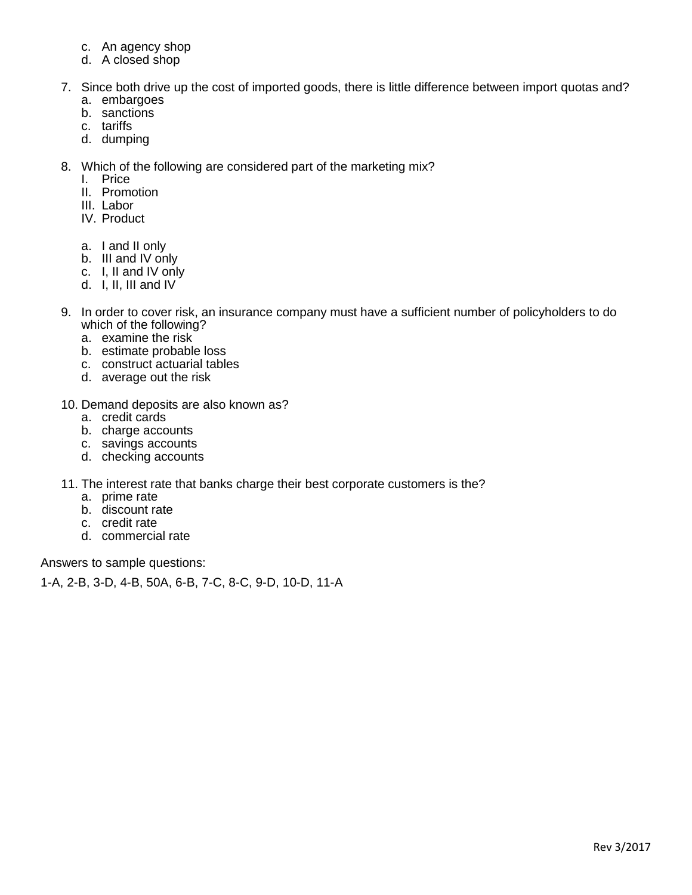c. An agency shop
d. A closed shop

7. Since both drive up the cost of imported goods, there is little difference between import quotas and?
   a. embargoes
   b. sanctions
   c. tariffs
   d. dumping

8. Which of the following are considered part of the marketing mix?
   I. Price
   II. Promotion
   III. Labor
   IV. Product

   a. I and II only
   b. III and IV only
   c. I, II and IV only
   d. I, II, III and IV

9. In order to cover risk, an insurance company must have a sufficient number of policyholders to do which of the following?
   a. examine the risk
   b. estimate probable loss
   c. construct actuarial tables
   d. average out the risk

10. Demand deposits are also known as?
    a. credit cards
    b. charge accounts
    c. savings accounts
    d. checking accounts

11. The interest rate that banks charge their best corporate customers is the?
    a. prime rate
    b. discount rate
    c. credit rate
    d. commercial rate

Answers to sample questions:

1-A, 2-B, 3-D, 4-B, 50A, 6-B, 7-C, 8-C, 9-D, 10-D, 11-A

Rev 3/2017